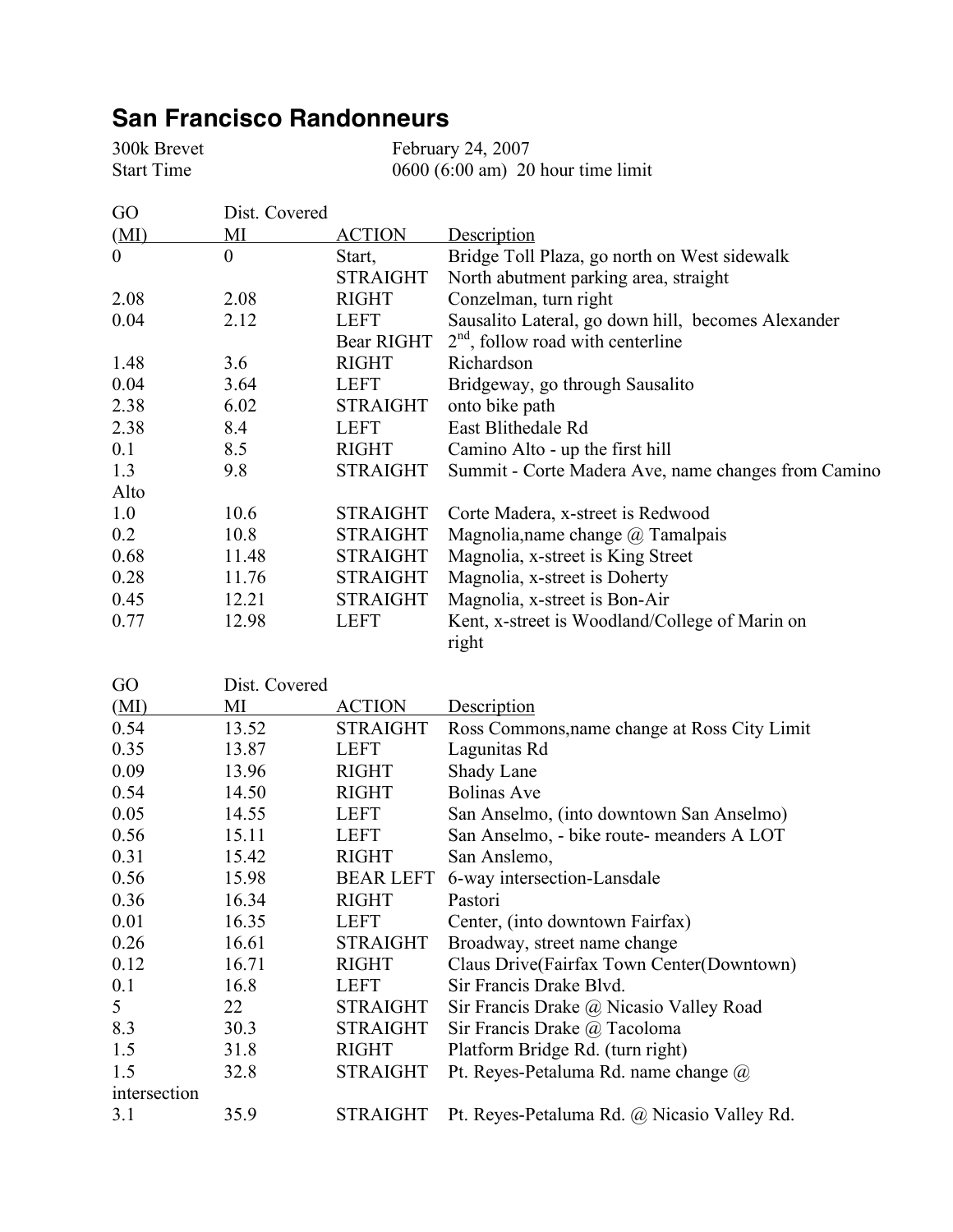# San Francisco Randonneurs

| | |
|---|---|
| 300k Brevet | February 24, 2007 |
| Start Time | 0600 (6:00 am) 20 hour time limit |

| GO (MI) | Dist. Covered MI | ACTION | Description |
|---|---|---|---|
| 0 | 0 | Start, | Bridge Toll Plaza, go north on West sidewalk |
| | | STRAIGHT | North abutment parking area, straight |
| 2.08 | 2.08 | RIGHT | Conzelman, turn right |
| 0.04 | 2.12 | LEFT | Sausalito Lateral, go down hill, becomes Alexander |
| | | Bear RIGHT | 2nd, follow road with centerline |
| 1.48 | 3.6 | RIGHT | Richardson |
| 0.04 | 3.64 | LEFT | Bridgeway, go through Sausalito |
| 2.38 | 6.02 | STRAIGHT | onto bike path |
| 2.38 | 8.4 | LEFT | East Blithedale Rd |
| 0.1 | 8.5 | RIGHT | Camino Alto - up the first hill |
| 1.3 | 9.8 | STRAIGHT | Summit - Corte Madera Ave, name changes from Camino Alto |
| 1.0 | 10.6 | STRAIGHT | Corte Madera, x-street is Redwood |
| 0.2 | 10.8 | STRAIGHT | Magnolia,name change @ Tamalpais |
| 0.68 | 11.48 | STRAIGHT | Magnolia, x-street is King Street |
| 0.28 | 11.76 | STRAIGHT | Magnolia, x-street is Doherty |
| 0.45 | 12.21 | STRAIGHT | Magnolia, x-street is Bon-Air |
| 0.77 | 12.98 | LEFT | Kent, x-street is Woodland/College of Marin on right |

| GO (MI) | Dist. Covered MI | ACTION | Description |
|---|---|---|---|
| 0.54 | 13.52 | STRAIGHT | Ross Commons,name change at Ross City Limit |
| 0.35 | 13.87 | LEFT | Lagunitas Rd |
| 0.09 | 13.96 | RIGHT | Shady Lane |
| 0.54 | 14.50 | RIGHT | Bolinas Ave |
| 0.05 | 14.55 | LEFT | San Anselmo, (into downtown San Anselmo) |
| 0.56 | 15.11 | LEFT | San Anselmo, - bike route- meanders A LOT |
| 0.31 | 15.42 | RIGHT | San Anslemo, |
| 0.56 | 15.98 | BEAR LEFT | 6-way intersection-Lansdale |
| 0.36 | 16.34 | RIGHT | Pastori |
| 0.01 | 16.35 | LEFT | Center, (into downtown Fairfax) |
| 0.26 | 16.61 | STRAIGHT | Broadway, street name change |
| 0.12 | 16.71 | RIGHT | Claus Drive(Fairfax Town Center(Downtown) |
| 0.1 | 16.8 | LEFT | Sir Francis Drake Blvd. |
| 5 | 22 | STRAIGHT | Sir Francis Drake @ Nicasio Valley Road |
| 8.3 | 30.3 | STRAIGHT | Sir Francis Drake @ Tacoloma |
| 1.5 | 31.8 | RIGHT | Platform Bridge Rd. (turn right) |
| 1.5 | 32.8 | STRAIGHT | Pt. Reyes-Petaluma Rd. name change @ intersection |
| 3.1 | 35.9 | STRAIGHT | Pt. Reyes-Petaluma Rd. @ Nicasio Valley Rd. |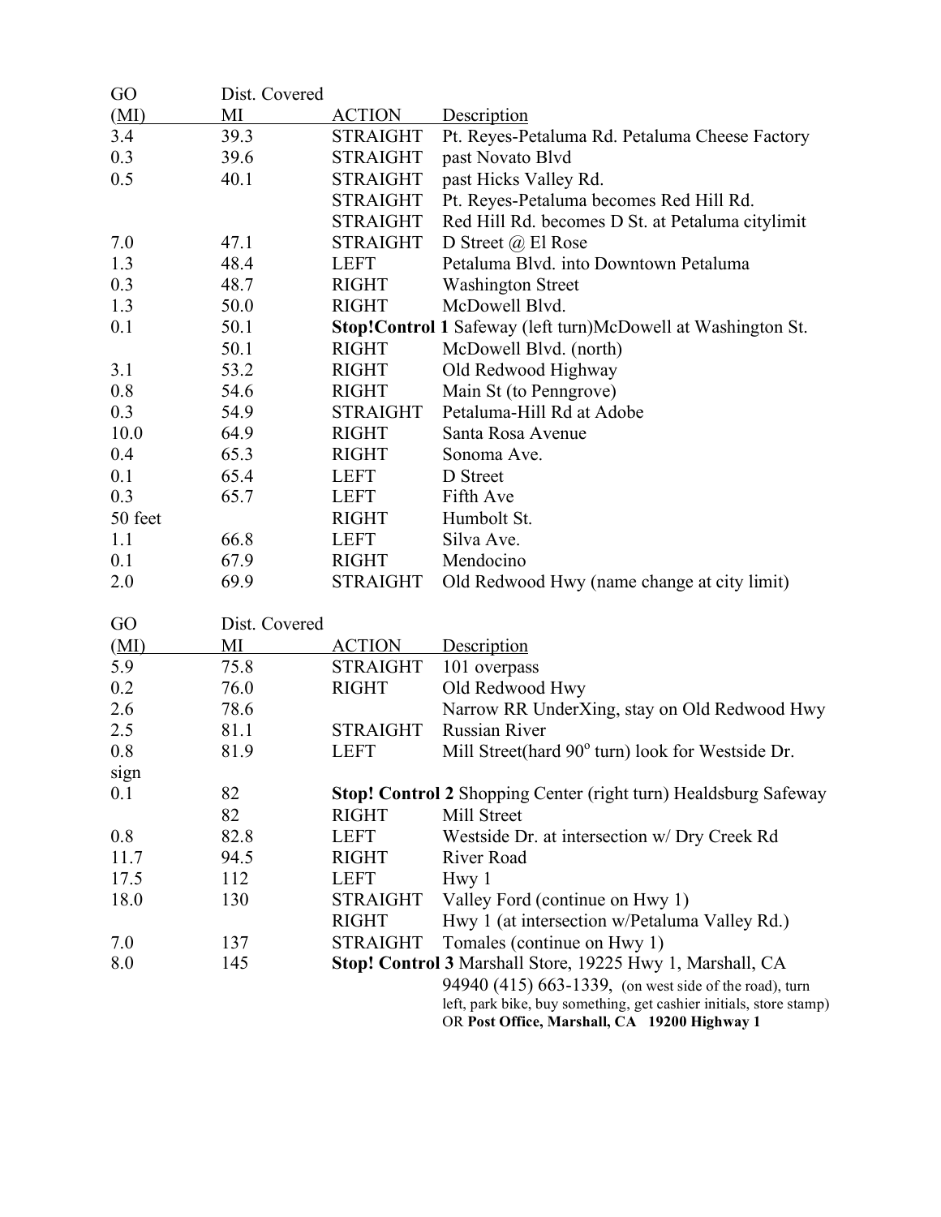| GO (MI) | Dist. Covered MI | ACTION | Description |
|---|---|---|---|
| 3.4 | 39.3 | STRAIGHT | Pt. Reyes-Petaluma Rd. Petaluma Cheese Factory |
| 0.3 | 39.6 | STRAIGHT | past Novato Blvd |
| 0.5 | 40.1 | STRAIGHT | past Hicks Valley Rd. |
| | | STRAIGHT | Pt. Reyes-Petaluma becomes Red Hill Rd. |
| | | STRAIGHT | Red Hill Rd. becomes D St. at Petaluma citylimit |
| 7.0 | 47.1 | STRAIGHT | D Street @ El Rose |
| 1.3 | 48.4 | LEFT | Petaluma Blvd. into Downtown Petaluma |
| 0.3 | 48.7 | RIGHT | Washington Street |
| 1.3 | 50.0 | RIGHT | McDowell Blvd. |
| 0.1 | 50.1 | **Stop!Control 1** | Safeway (left turn)McDowell at Washington St. |
| | 50.1 | RIGHT | McDowell Blvd. (north) |
| 3.1 | 53.2 | RIGHT | Old Redwood Highway |
| 0.8 | 54.6 | RIGHT | Main St (to Penngrove) |
| 0.3 | 54.9 | STRAIGHT | Petaluma-Hill Rd at Adobe |
| 10.0 | 64.9 | RIGHT | Santa Rosa Avenue |
| 0.4 | 65.3 | RIGHT | Sonoma Ave. |
| 0.1 | 65.4 | LEFT | D Street |
| 0.3 | 65.7 | LEFT | Fifth Ave |
| 50 feet | | RIGHT | Humbolt St. |
| 1.1 | 66.8 | LEFT | Silva Ave. |
| 0.1 | 67.9 | RIGHT | Mendocino |
| 2.0 | 69.9 | STRAIGHT | Old Redwood Hwy (name change at city limit) |

| GO (MI) | Dist. Covered MI | ACTION | Description |
|---|---|---|---|
| 5.9 | 75.8 | STRAIGHT | 101 overpass |
| 0.2 | 76.0 | RIGHT | Old Redwood Hwy |
| 2.6 | 78.6 | | Narrow RR UnderXing, stay on Old Redwood Hwy |
| 2.5 | 81.1 | STRAIGHT | Russian River |
| 0.8 | 81.9 | LEFT | Mill Street(hard 90$^o$ turn) look for Westside Dr. sign |
| 0.1 | 82 | **Stop! Control 2** | Shopping Center (right turn) Healdsburg Safeway |
| | 82 | RIGHT | Mill Street |
| 0.8 | 82.8 | LEFT | Westside Dr. at intersection w/ Dry Creek Rd |
| 11.7 | 94.5 | RIGHT | River Road |
| 17.5 | 112 | LEFT | Hwy 1 |
| 18.0 | 130 | STRAIGHT | Valley Ford (continue on Hwy 1) |
| | | RIGHT | Hwy 1 (at intersection w/Petaluma Valley Rd.) |
| 7.0 | 137 | STRAIGHT | Tomales (continue on Hwy 1) |
| 8.0 | 145 | **Stop! Control 3** | Marshall Store, 19225 Hwy 1, Marshall, CA 94940 (415) 663-1339, (on west side of the road), turn left, park bike, buy something, get cashier initials, store stamp) OR **Post Office, Marshall, CA 19200 Highway 1** |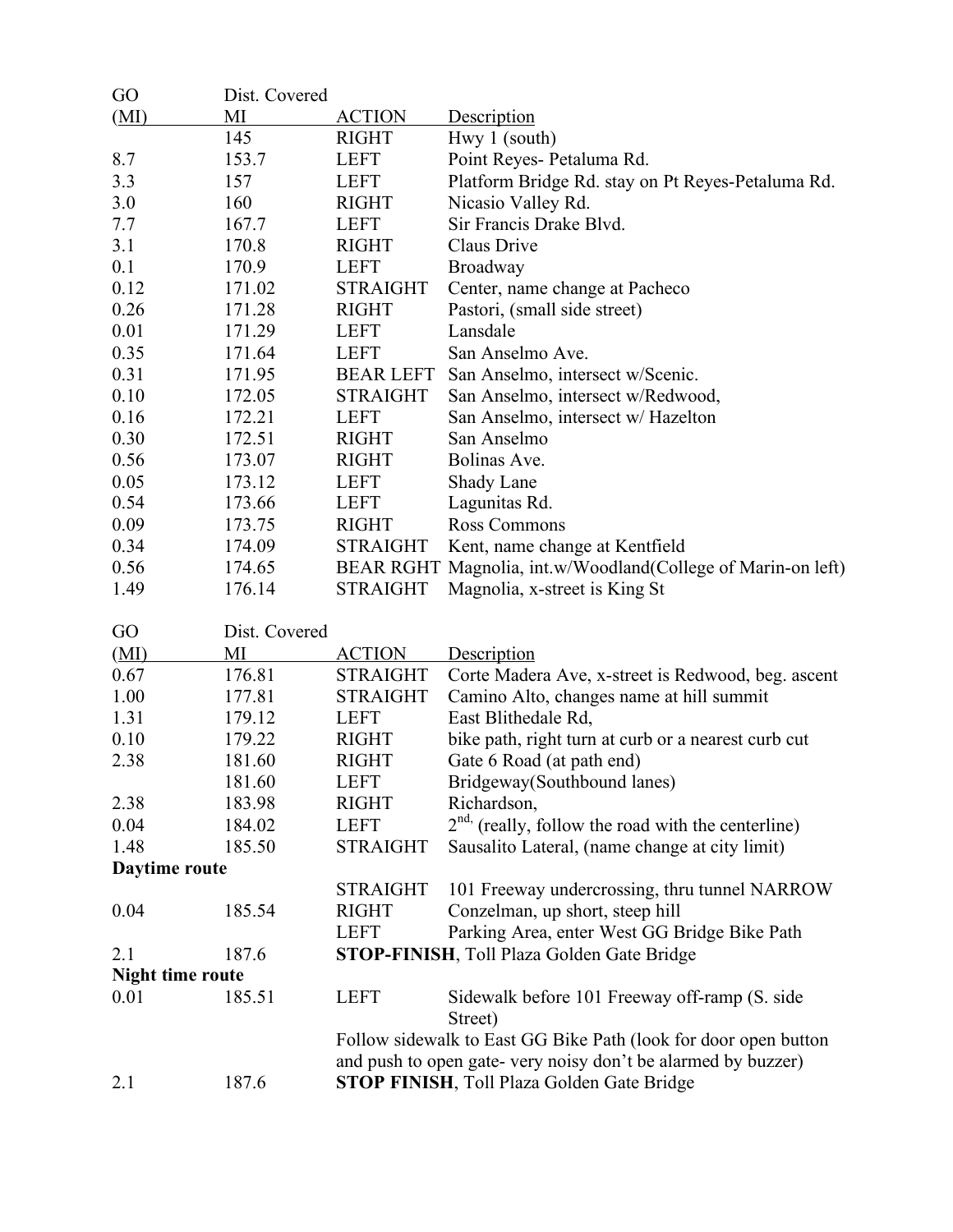| GO (MI) | Dist. Covered MI | ACTION | Description |
|---|---|---|---|
| | 145 | RIGHT | Hwy 1 (south) |
| 8.7 | 153.7 | LEFT | Point Reyes- Petaluma Rd. |
| 3.3 | 157 | LEFT | Platform Bridge Rd. stay on Pt Reyes-Petaluma Rd. |
| 3.0 | 160 | RIGHT | Nicasio Valley Rd. |
| 7.7 | 167.7 | LEFT | Sir Francis Drake Blvd. |
| 3.1 | 170.8 | RIGHT | Claus Drive |
| 0.1 | 170.9 | LEFT | Broadway |
| 0.12 | 171.02 | STRAIGHT | Center, name change at Pacheco |
| 0.26 | 171.28 | RIGHT | Pastori, (small side street) |
| 0.01 | 171.29 | LEFT | Lansdale |
| 0.35 | 171.64 | LEFT | San Anselmo Ave. |
| 0.31 | 171.95 | BEAR LEFT | San Anselmo, intersect w/Scenic. |
| 0.10 | 172.05 | STRAIGHT | San Anselmo, intersect w/Redwood, |
| 0.16 | 172.21 | LEFT | San Anselmo, intersect w/ Hazelton |
| 0.30 | 172.51 | RIGHT | San Anselmo |
| 0.56 | 173.07 | RIGHT | Bolinas Ave. |
| 0.05 | 173.12 | LEFT | Shady Lane |
| 0.54 | 173.66 | LEFT | Lagunitas Rd. |
| 0.09 | 173.75 | RIGHT | Ross Commons |
| 0.34 | 174.09 | STRAIGHT | Kent, name change at Kentfield |
| 0.56 | 174.65 | BEAR RGHT | Magnolia, int.w/Woodland(College of Marin-on left) |
| 1.49 | 176.14 | STRAIGHT | Magnolia, x-street is King St |

| GO (MI) | Dist. Covered MI | ACTION | Description |
|---|---|---|---|
| 0.67 | 176.81 | STRAIGHT | Corte Madera Ave, x-street is Redwood, beg. ascent |
| 1.00 | 177.81 | STRAIGHT | Camino Alto, changes name at hill summit |
| 1.31 | 179.12 | LEFT | East Blithedale Rd, |
| 0.10 | 179.22 | RIGHT | bike path, right turn at curb or a nearest curb cut |
| 2.38 | 181.60 | RIGHT | Gate 6 Road (at path end) |
| | 181.60 | LEFT | Bridgeway(Southbound lanes) |
| 2.38 | 183.98 | RIGHT | Richardson, |
| 0.04 | 184.02 | LEFT | 2[nd,] (really, follow the road with the centerline) |
| 1.48 | 185.50 | STRAIGHT | Sausalito Lateral, (name change at city limit) |
| **Daytime route** | | | |
| | | STRAIGHT | 101 Freeway undercrossing, thru tunnel NARROW |
| 0.04 | 185.54 | RIGHT | Conzelman, up short, steep hill |
| | | LEFT | Parking Area, enter West GG Bridge Bike Path |
| 2.1 | 187.6 | **STOP-FINISH**, Toll Plaza Golden Gate Bridge | |
| **Night time route** | | | |
| 0.01 | 185.51 | LEFT | Sidewalk before 101 Freeway off-ramp (S. side Street) |
| | | Follow sidewalk to East GG Bike Path (look for door open button and push to open gate- very noisy don't be alarmed by buzzer) | |
| 2.1 | 187.6 | **STOP FINISH**, Toll Plaza Golden Gate Bridge | |